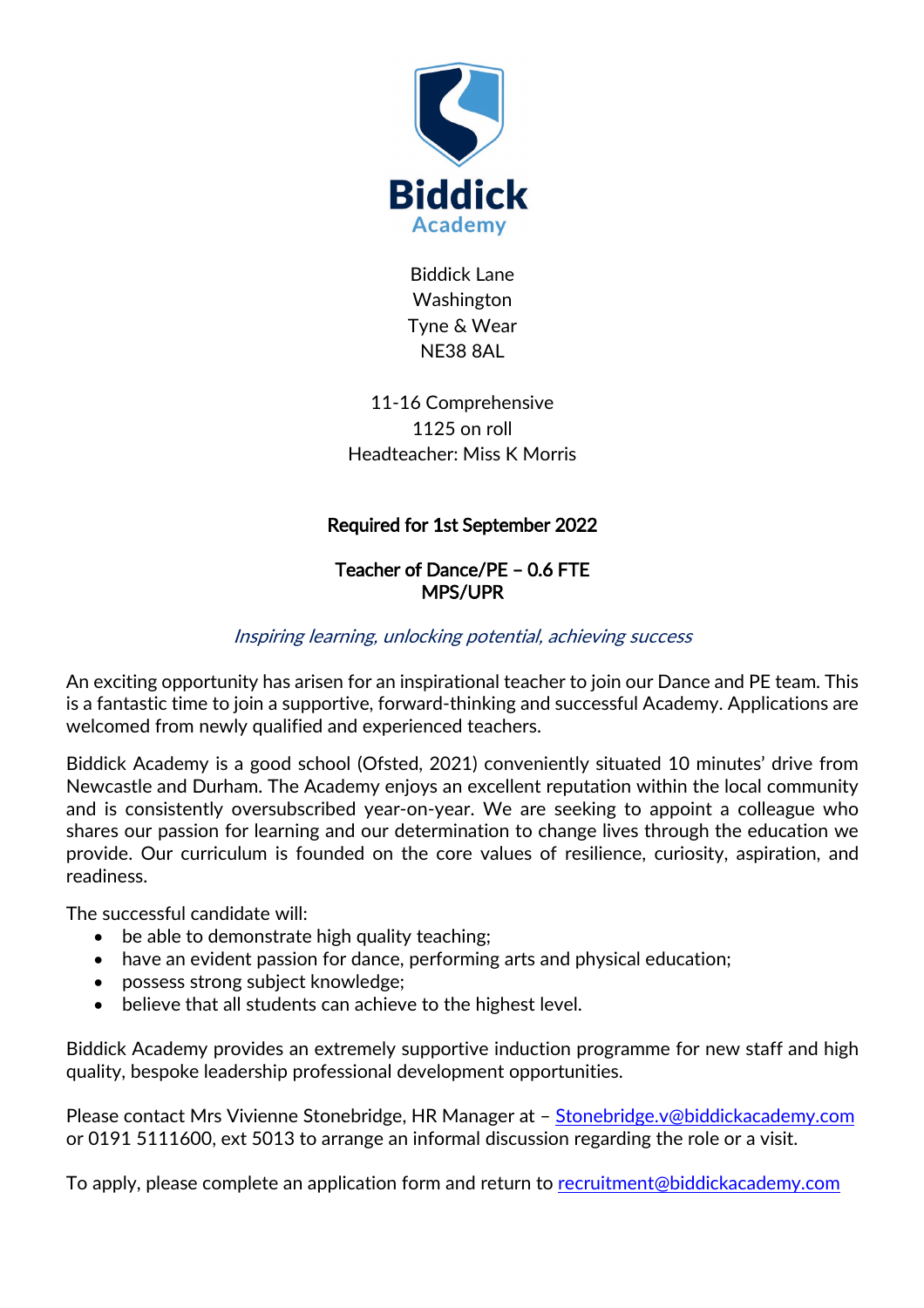# Biddick Academy

Biddick Lane
Washington
Tyne & Wear
NE38 8AL

11-16 Comprehensive
1125 on roll
Headteacher: Miss K Morris

**Required for 1st September 2022**

**Teacher of Dance/PE – 0.6 FTE**
**MPS/UPR**

*Inspiring learning, unlocking potential, achieving success*

An exciting opportunity has arisen for an inspirational teacher to join our Dance and PE team. This is a fantastic time to join a supportive, forward-thinking and successful Academy. Applications are welcomed from newly qualified and experienced teachers.

Biddick Academy is a good school (Ofsted, 2021) conveniently situated 10 minutes' drive from Newcastle and Durham. The Academy enjoys an excellent reputation within the local community and is consistently oversubscribed year-on-year. We are seeking to appoint a colleague who shares our passion for learning and our determination to change lives through the education we provide. Our curriculum is founded on the core values of resilience, curiosity, aspiration, and readiness.

The successful candidate will:

- be able to demonstrate high quality teaching;
- have an evident passion for dance, performing arts and physical education;
- possess strong subject knowledge;
- believe that all students can achieve to the highest level.

Biddick Academy provides an extremely supportive induction programme for new staff and high quality, bespoke leadership professional development opportunities.

Please contact Mrs Vivienne Stonebridge, HR Manager at – Stonebridge.v@biddickacademy.com or 0191 5111600, ext 5013 to arrange an informal discussion regarding the role or a visit.

To apply, please complete an application form and return to recruitment@biddickacademy.com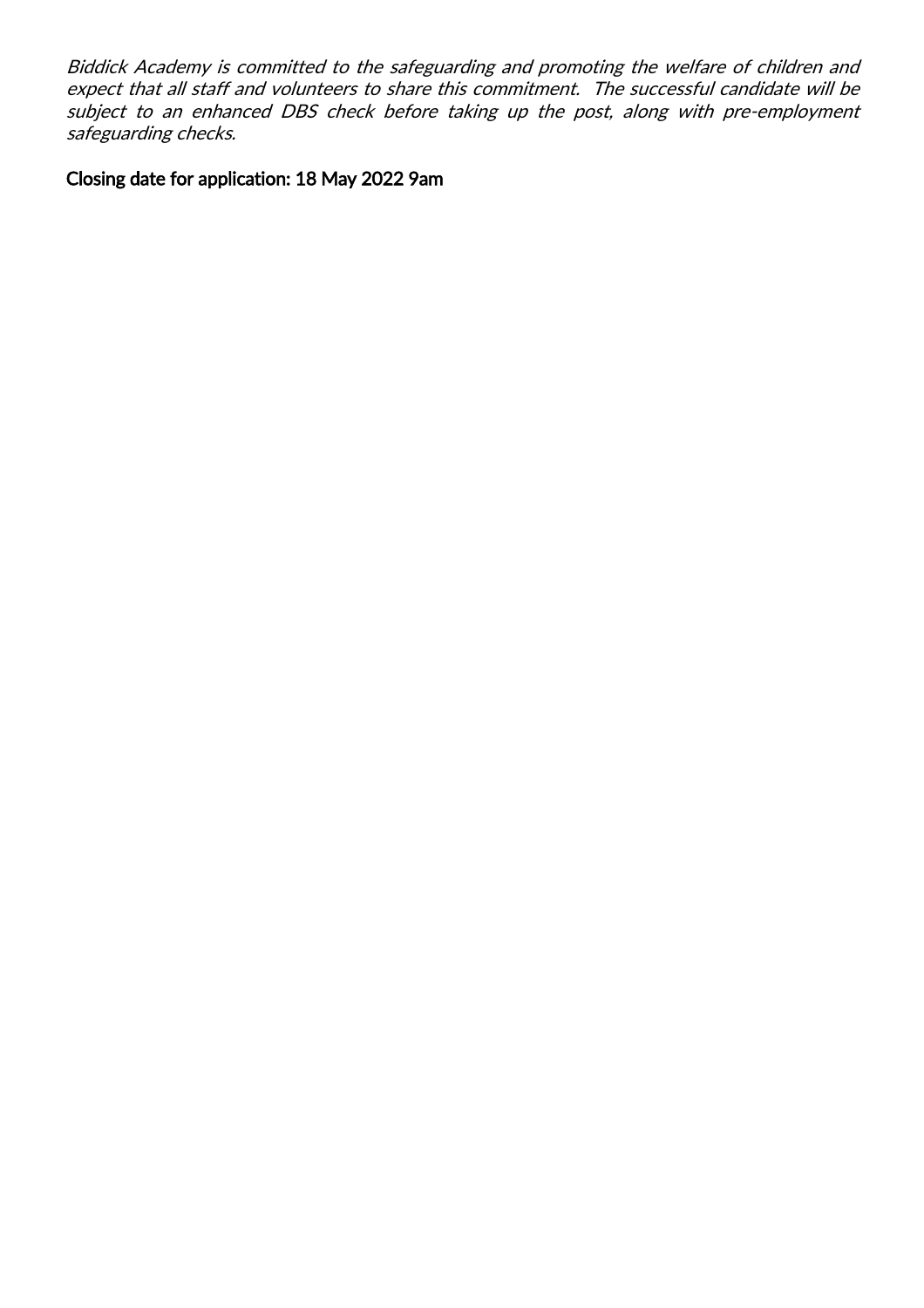*Biddick Academy is committed to the safeguarding and promoting the welfare of children and expect that all staff and volunteers to share this commitment. The successful candidate will be subject to an enhanced DBS check before taking up the post, along with pre-employment safeguarding checks.*

**Closing date for application: 18 May 2022 9am**